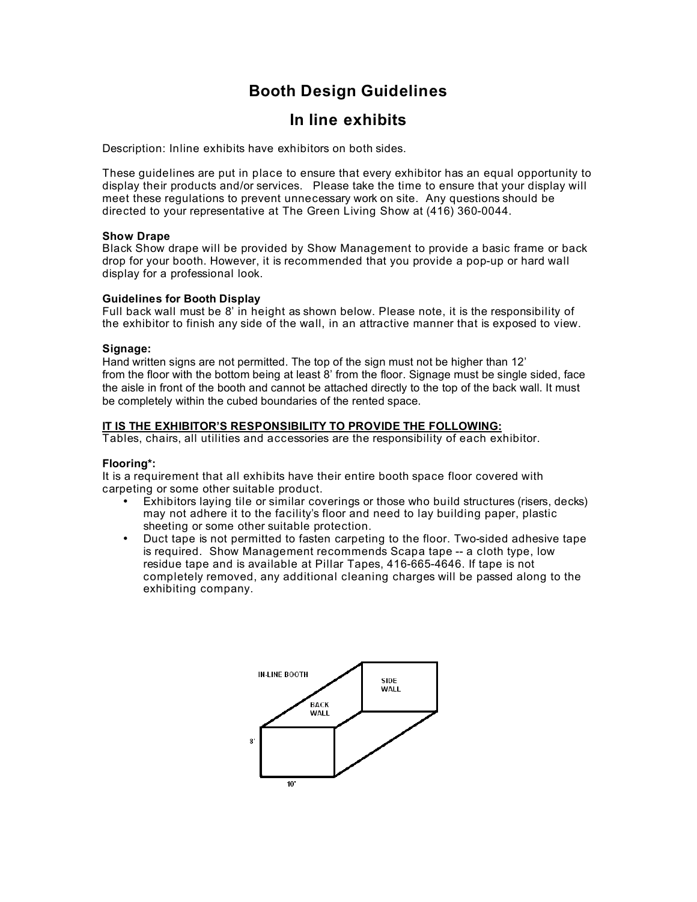# Booth Design Guidelines

## In line exhibits

Description: Inline exhibits have exhibitors on both sides.

These guidelines are put in place to ensure that every exhibitor has an equal opportunity to display their products and/or services. Please take the time to ensure that your display will meet these regulations to prevent unnecessary work on site. Any questions should be directed to your representative at The Green Living Show at (416) 360-0044.

**Show Drape**
Black Show drape will be provided by Show Management to provide a basic frame or back drop for your booth. However, it is recommended that you provide a pop-up or hard wall display for a professional look.

**Guidelines for Booth Display**
Full back wall must be 8' in height as shown below. Please note, it is the responsibility of the exhibitor to finish any side of the wall, in an attractive manner that is exposed to view.

**Signage:**
Hand written signs are not permitted. The top of the sign must not be higher than 12' from the floor with the bottom being at least 8' from the floor. Signage must be single sided, face the aisle in front of the booth and cannot be attached directly to the top of the back wall. It must be completely within the cubed boundaries of the rented space.

**<u>IT IS THE EXHIBITOR'S RESPONSIBILITY TO PROVIDE THE FOLLOWING:</u>**
Tables, chairs, all utilities and accessories are the responsibility of each exhibitor.

**Flooring*:**
It is a requirement that all exhibits have their entire booth space floor covered with carpeting or some other suitable product.

- Exhibitors laying tile or similar coverings or those who build structures (risers, decks) may not adhere it to the facility's floor and need to lay building paper, plastic sheeting or some other suitable protection.
- Duct tape is not permitted to fasten carpeting to the floor. Two-sided adhesive tape is required. Show Management recommends Scapa tape -- a cloth type, low residue tape and is available at Pillar Tapes, 416-665-4646. If tape is not completely removed, any additional cleaning charges will be passed along to the exhibiting company.

IN-LINE BOOTH

SIDE WALL

BACK WALL

8'

10'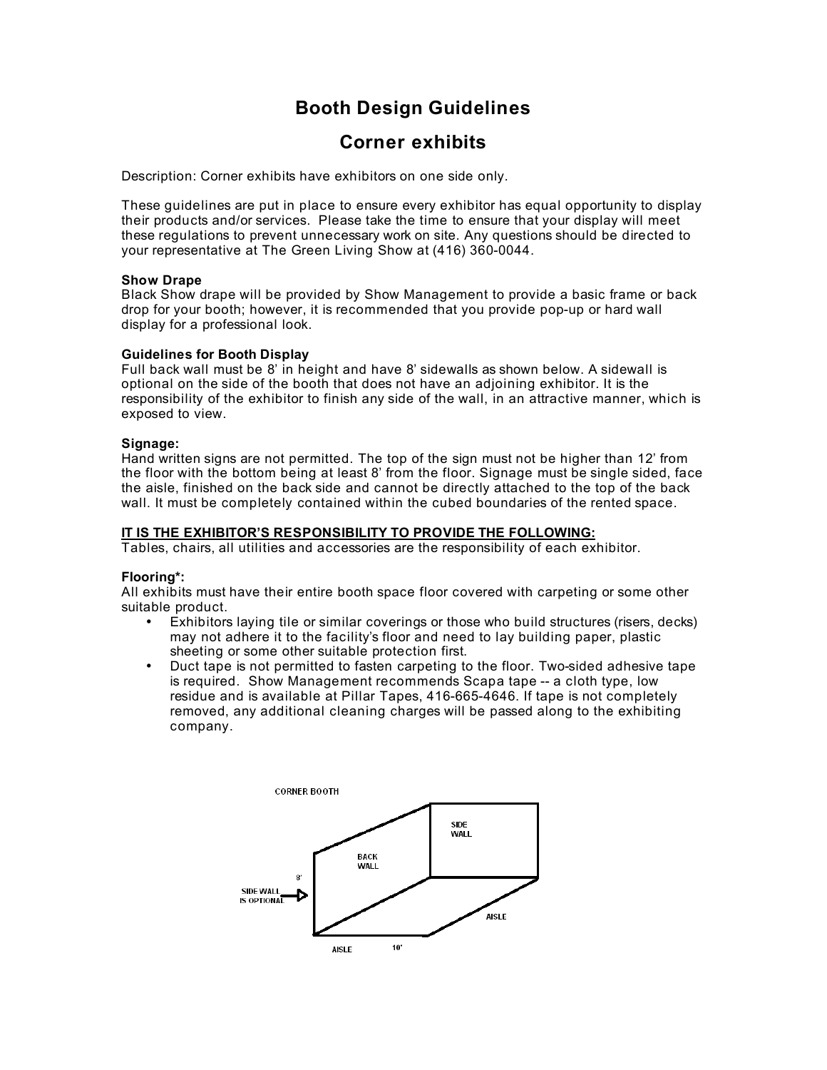# Booth Design Guidelines

## Corner exhibits

Description: Corner exhibits have exhibitors on one side only.

These guidelines are put in place to ensure every exhibitor has equal opportunity to display their products and/or services. Please take the time to ensure that your display will meet these regulations to prevent unnecessary work on site. Any questions should be directed to your representative at The Green Living Show at (416) 360-0044.

**Show Drape**
Black Show drape will be provided by Show Management to provide a basic frame or back drop for your booth; however, it is recommended that you provide pop-up or hard wall display for a professional look.

**Guidelines for Booth Display**
Full back wall must be 8' in height and have 8' sidewalls as shown below. A sidewall is optional on the side of the booth that does not have an adjoining exhibitor. It is the responsibility of the exhibitor to finish any side of the wall, in an attractive manner, which is exposed to view.

**Signage:**
Hand written signs are not permitted. The top of the sign must not be higher than 12' from the floor with the bottom being at least 8' from the floor. Signage must be single sided, face the aisle, finished on the back side and cannot be directly attached to the top of the back wall. It must be completely contained within the cubed boundaries of the rented space.

**IT IS THE EXHIBITOR'S RESPONSIBILITY TO PROVIDE THE FOLLOWING:**
Tables, chairs, all utilities and accessories are the responsibility of each exhibitor.

**Flooring*:**
All exhibits must have their entire booth space floor covered with carpeting or some other suitable product.

- Exhibitors laying tile or similar coverings or those who build structures (risers, decks) may not adhere it to the facility's floor and need to lay building paper, plastic sheeting or some other suitable protection first.
- Duct tape is not permitted to fasten carpeting to the floor. Two-sided adhesive tape is required. Show Management recommends Scapa tape -- a cloth type, low residue and is available at Pillar Tapes, 416-665-4646. If tape is not completely removed, any additional cleaning charges will be passed along to the exhibiting company.

CORNER BOOTH

BACK WALL

SIDE WALL

8'

SIDE WALL IS OPTIONAL

AISLE

AISLE

10'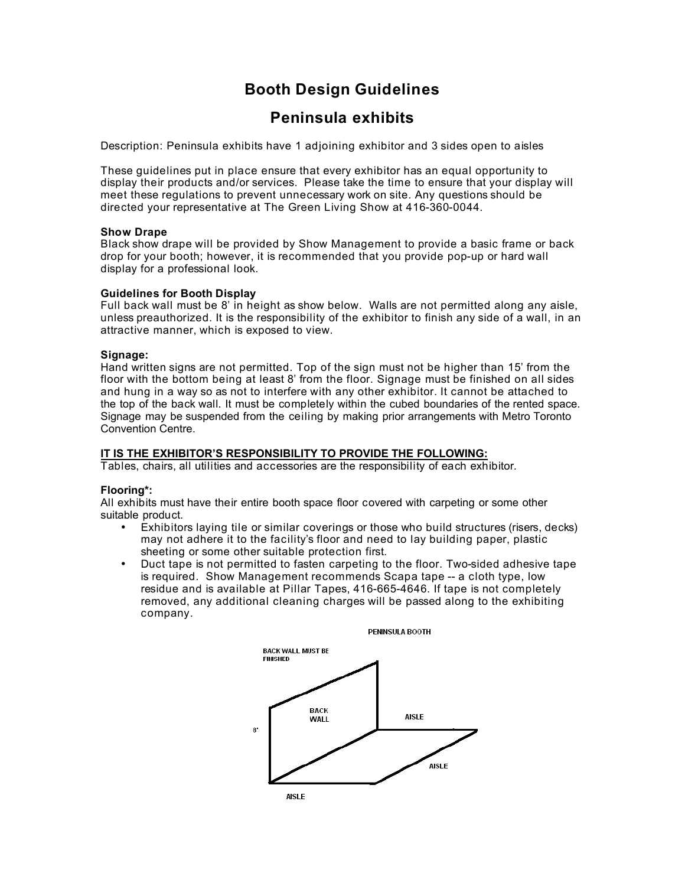# Booth Design Guidelines

## Peninsula exhibits

Description: Peninsula exhibits have 1 adjoining exhibitor and 3 sides open to aisles

These guidelines put in place ensure that every exhibitor has an equal opportunity to display their products and/or services. Please take the time to ensure that your display will meet these regulations to prevent unnecessary work on site. Any questions should be directed your representative at The Green Living Show at 416-360-0044.

**Show Drape**
Black show drape will be provided by Show Management to provide a basic frame or back drop for your booth; however, it is recommended that you provide pop-up or hard wall display for a professional look.

**Guidelines for Booth Display**
Full back wall must be 8' in height as show below. Walls are not permitted along any aisle, unless preauthorized. It is the responsibility of the exhibitor to finish any side of a wall, in an attractive manner, which is exposed to view.

**Signage:**
Hand written signs are not permitted. Top of the sign must not be higher than 15' from the floor with the bottom being at least 8' from the floor. Signage must be finished on all sides and hung in a way so as not to interfere with any other exhibitor. It cannot be attached to the top of the back wall. It must be completely within the cubed boundaries of the rented space. Signage may be suspended from the ceiling by making prior arrangements with Metro Toronto Convention Centre.

**IT IS THE EXHIBITOR'S RESPONSIBILITY TO PROVIDE THE FOLLOWING:**
Tables, chairs, all utilities and accessories are the responsibility of each exhibitor.

**Flooring*:**
All exhibits must have their entire booth space floor covered with carpeting or some other suitable product.

- Exhibitors laying tile or similar coverings or those who build structures (risers, decks) may not adhere it to the facility's floor and need to lay building paper, plastic sheeting or some other suitable protection first.
- Duct tape is not permitted to fasten carpeting to the floor. Two-sided adhesive tape is required. Show Management recommends Scapa tape -- a cloth type, low residue and is available at Pillar Tapes, 416-665-4646. If tape is not completely removed, any additional cleaning charges will be passed along to the exhibiting company.

PENINSULA BOOTH

BACK WALL MUST BE FINISHED

BACK WALL

8'

AISLE

AISLE

AISLE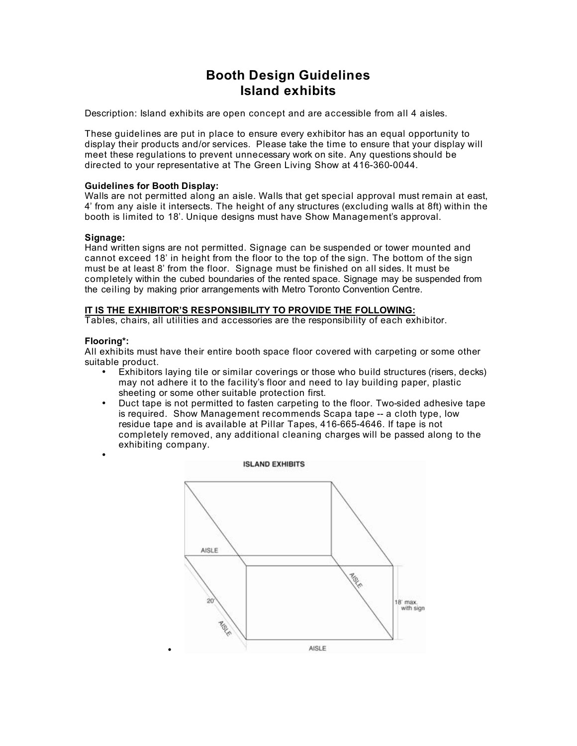# Booth Design Guidelines
# Island exhibits

Description: Island exhibits are open concept and are accessible from all 4 aisles.

These guidelines are put in place to ensure every exhibitor has an equal opportunity to display their products and/or services. Please take the time to ensure that your display will meet these regulations to prevent unnecessary work on site. Any questions should be directed to your representative at The Green Living Show at 416-360-0044.

**Guidelines for Booth Display:**
Walls are not permitted along an aisle. Walls that get special approval must remain at east, 4' from any aisle it intersects. The height of any structures (excluding walls at 8ft) within the booth is limited to 18'. Unique designs must have Show Management's approval.

**Signage:**
Hand written signs are not permitted. Signage can be suspended or tower mounted and cannot exceed 18' in height from the floor to the top of the sign. The bottom of the sign must be at least 8' from the floor. Signage must be finished on all sides. It must be completely within the cubed boundaries of the rented space. Signage may be suspended from the ceiling by making prior arrangements with Metro Toronto Convention Centre.

**IT IS THE EXHIBITOR'S RESPONSIBILITY TO PROVIDE THE FOLLOWING:**
Tables, chairs, all utilities and accessories are the responsibility of each exhibitor.

**Flooring*:**
All exhibits must have their entire booth space floor covered with carpeting or some other suitable product.

- Exhibitors laying tile or similar coverings or those who build structures (risers, decks) may not adhere it to the facility's floor and need to lay building paper, plastic sheeting or some other suitable protection first.
- Duct tape is not permitted to fasten carpeting to the floor. Two-sided adhesive tape is required. Show Management recommends Scapa tape -- a cloth type, low residue tape and is available at Pillar Tapes, 416-665-4646. If tape is not completely removed, any additional cleaning charges will be passed along to the exhibiting company.

ISLAND EXHIBITS

AISLE

AISLE

20'

AISLE

AISLE

18' max. with sign